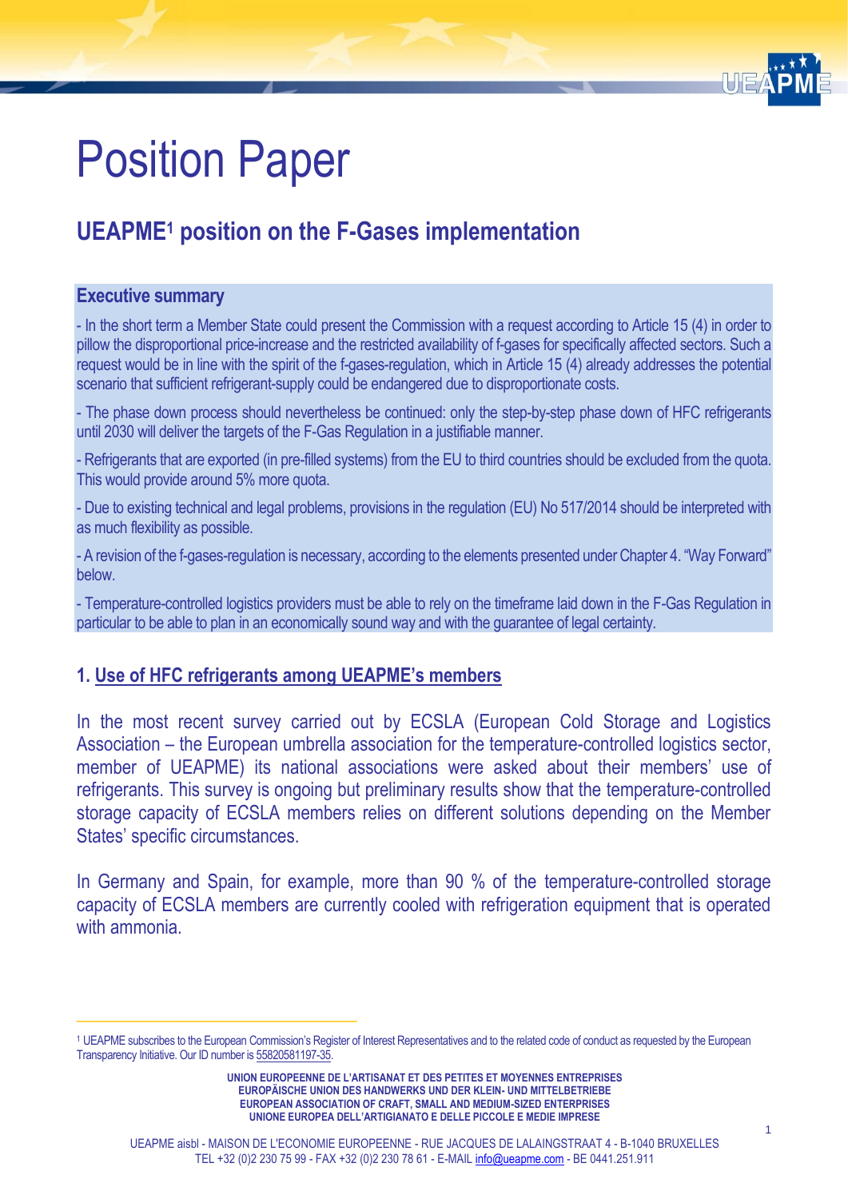# Position Paper

## UEAPME[1] position on the F-Gases implementation

**Executive summary**

- In the short term a Member State could present the Commission with a request according to Article 15 (4) in order to pillow the disproportional price-increase and the restricted availability of f-gases for specifically affected sectors. Such a request would be in line with the spirit of the f-gases-regulation, which in Article 15 (4) already addresses the potential scenario that sufficient refrigerant-supply could be endangered due to disproportionate costs.

- The phase down process should nevertheless be continued: only the step-by-step phase down of HFC refrigerants until 2030 will deliver the targets of the F-Gas Regulation in a justifiable manner.

- Refrigerants that are exported (in pre-filled systems) from the EU to third countries should be excluded from the quota. This would provide around 5% more quota.

- Due to existing technical and legal problems, provisions in the regulation (EU) No 517/2014 should be interpreted with as much flexibility as possible.

- A revision of the f-gases-regulation is necessary, according to the elements presented under Chapter 4. "Way Forward" below.

- Temperature-controlled logistics providers must be able to rely on the timeframe laid down in the F-Gas Regulation in particular to be able to plan in an economically sound way and with the guarantee of legal certainty.

### 1. Use of HFC refrigerants among UEAPME's members

In the most recent survey carried out by ECSLA (European Cold Storage and Logistics Association – the European umbrella association for the temperature-controlled logistics sector, member of UEAPME) its national associations were asked about their members' use of refrigerants. This survey is ongoing but preliminary results show that the temperature-controlled storage capacity of ECSLA members relies on different solutions depending on the Member States' specific circumstances.

In Germany and Spain, for example, more than 90 % of the temperature-controlled storage capacity of ECSLA members are currently cooled with refrigeration equipment that is operated with ammonia.

---

[1] UEAPME subscribes to the European Commission's Register of Interest Representatives and to the related code of conduct as requested by the European Transparency Initiative. Our ID number is 55820581197-35.

UNION EUROPEENNE DE L'ARTISANAT ET DES PETITES ET MOYENNES ENTREPRISES
EUROPÄISCHE UNION DES HANDWERKS UND DER KLEIN- UND MITTELBETRIEBE
EUROPEAN ASSOCIATION OF CRAFT, SMALL AND MEDIUM-SIZED ENTERPRISES
UNIONE EUROPEA DELL'ARTIGIANATO E DELLE PICCOLE E MEDIE IMPRESE

UEAPME aisbl - MAISON DE L'ECONOMIE EUROPEENNE - RUE JACQUES DE LALAINGSTRAAT 4 - B-1040 BRUXELLES
TEL +32 (0)2 230 75 99 - FAX +32 (0)2 230 78 61 - E-MAIL info@ueapme.com - BE 0441.251.911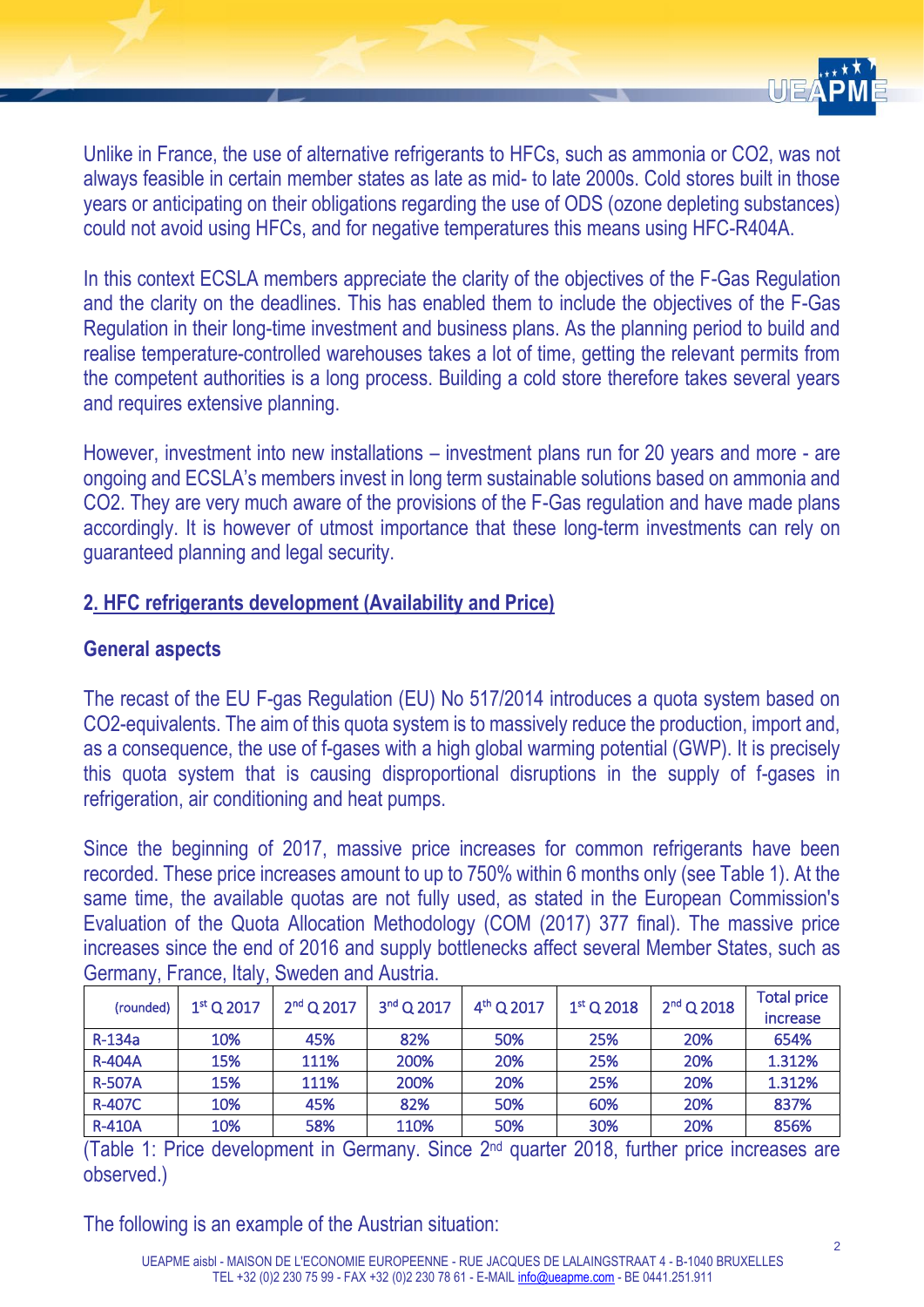Unlike in France, the use of alternative refrigerants to HFCs, such as ammonia or $CO_2$, was not always feasible in certain member states as late as mid- to late 2000s. Cold stores built in those years or anticipating on their obligations regarding the use of ODS (ozone depleting substances) could not avoid using HFCs, and for negative temperatures this means using HFC-R404A.

In this context ECSLA members appreciate the clarity of the objectives of the F-Gas Regulation and the clarity on the deadlines. This has enabled them to include the objectives of the F-Gas Regulation in their long-time investment and business plans. As the planning period to build and realise temperature-controlled warehouses takes a lot of time, getting the relevant permits from the competent authorities is a long process. Building a cold store therefore takes several years and requires extensive planning.

However, investment into new installations – investment plans run for 20 years and more - are ongoing and ECSLA's members invest in long term sustainable solutions based on ammonia and $CO_2$. They are very much aware of the provisions of the F-Gas regulation and have made plans accordingly. It is however of utmost importance that these long-term investments can rely on guaranteed planning and legal security.

## 2. HFC refrigerants development (Availability and Price)

### General aspects

The recast of the EU F-gas Regulation (EU) No 517/2014 introduces a quota system based on $CO_2$-equivalents. The aim of this quota system is to massively reduce the production, import and, as a consequence, the use of f-gases with a high global warming potential (GWP). It is precisely this quota system that is causing disproportional disruptions in the supply of f-gases in refrigeration, air conditioning and heat pumps.

Since the beginning of 2017, massive price increases for common refrigerants have been recorded. These price increases amount to up to 750% within 6 months only (see Table 1). At the same time, the available quotas are not fully used, as stated in the European Commission's Evaluation of the Quota Allocation Methodology (COM (2017) 377 final). The massive price increases since the end of 2016 and supply bottlenecks affect several Member States, such as Germany, France, Italy, Sweden and Austria.

| (rounded) | 1st Q 2017 | 2nd Q 2017 | 3rd Q 2017 | 4th Q 2017 | 1st Q 2018 | 2nd Q 2018 | Total price increase |
|---|---|---|---|---|---|---|---|
| R-134a | 10% | 45% | 82% | 50% | 25% | 20% | 654% |
| R-404A | 15% | 111% | 200% | 20% | 25% | 20% | 1.312% |
| R-507A | 15% | 111% | 200% | 20% | 25% | 20% | 1.312% |
| R-407C | 10% | 45% | 82% | 50% | 60% | 20% | 837% |
| R-410A | 10% | 58% | 110% | 50% | 30% | 20% | 856% |

(Table 1: Price development in Germany. Since 2nd quarter 2018, further price increases are observed.)

The following is an example of the Austrian situation: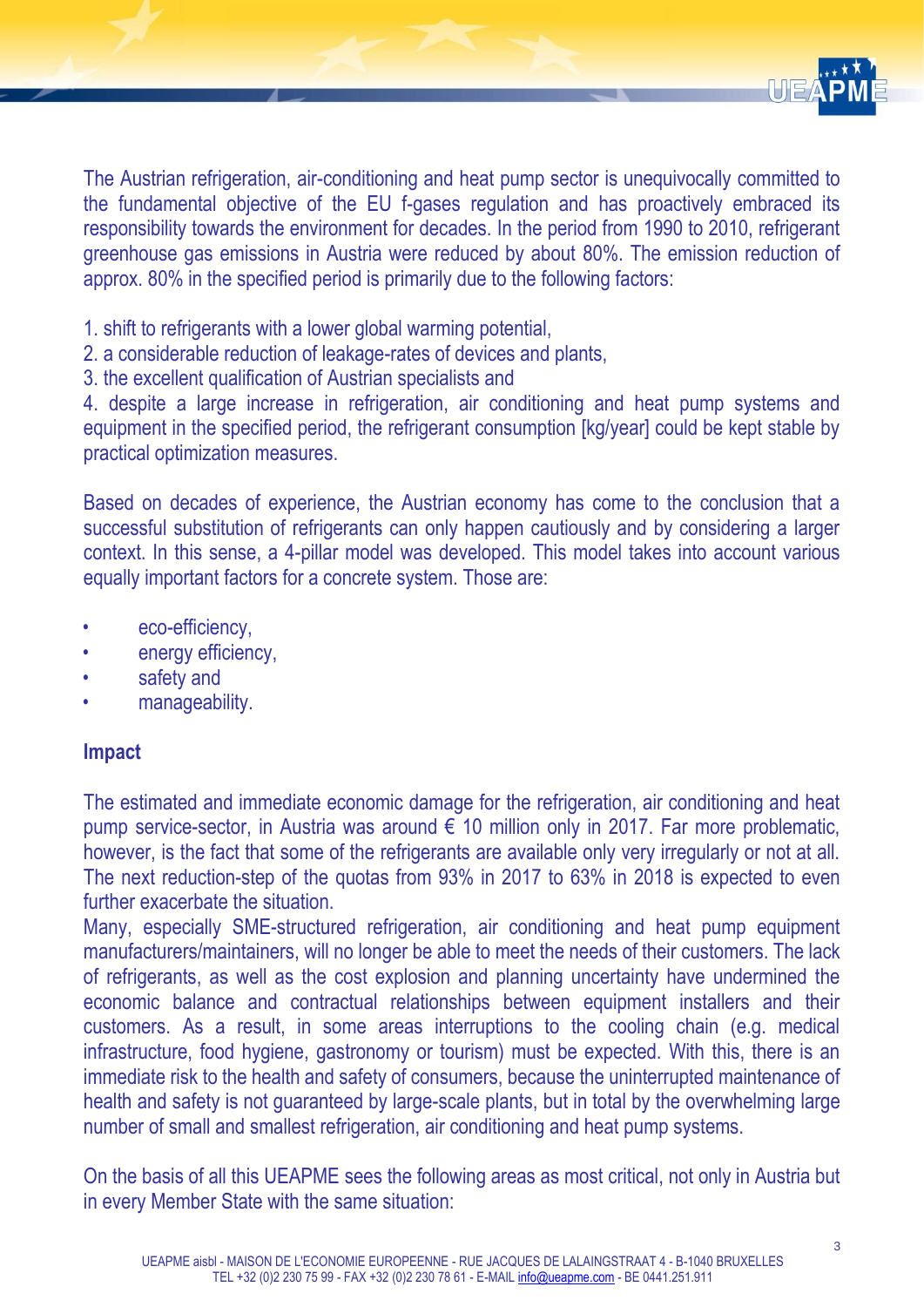The Austrian refrigeration, air-conditioning and heat pump sector is unequivocally committed to the fundamental objective of the EU f-gases regulation and has proactively embraced its responsibility towards the environment for decades. In the period from 1990 to 2010, refrigerant greenhouse gas emissions in Austria were reduced by about 80%. The emission reduction of approx. 80% in the specified period is primarily due to the following factors:

1. shift to refrigerants with a lower global warming potential,
2. a considerable reduction of leakage-rates of devices and plants,
3. the excellent qualification of Austrian specialists and
4. despite a large increase in refrigeration, air conditioning and heat pump systems and equipment in the specified period, the refrigerant consumption [kg/year] could be kept stable by practical optimization measures.

Based on decades of experience, the Austrian economy has come to the conclusion that a successful substitution of refrigerants can only happen cautiously and by considering a larger context. In this sense, a 4-pillar model was developed. This model takes into account various equally important factors for a concrete system. Those are:

- eco-efficiency,
- energy efficiency,
- safety and
- manageability.

**Impact**

The estimated and immediate economic damage for the refrigeration, air conditioning and heat pump service-sector, in Austria was around € 10 million only in 2017. Far more problematic, however, is the fact that some of the refrigerants are available only very irregularly or not at all. The next reduction-step of the quotas from 93% in 2017 to 63% in 2018 is expected to even further exacerbate the situation.

Many, especially SME-structured refrigeration, air conditioning and heat pump equipment manufacturers/maintainers, will no longer be able to meet the needs of their customers. The lack of refrigerants, as well as the cost explosion and planning uncertainty have undermined the economic balance and contractual relationships between equipment installers and their customers. As a result, in some areas interruptions to the cooling chain (e.g. medical infrastructure, food hygiene, gastronomy or tourism) must be expected. With this, there is an immediate risk to the health and safety of consumers, because the uninterrupted maintenance of health and safety is not guaranteed by large-scale plants, but in total by the overwhelming large number of small and smallest refrigeration, air conditioning and heat pump systems.

On the basis of all this UEAPME sees the following areas as most critical, not only in Austria but in every Member State with the same situation: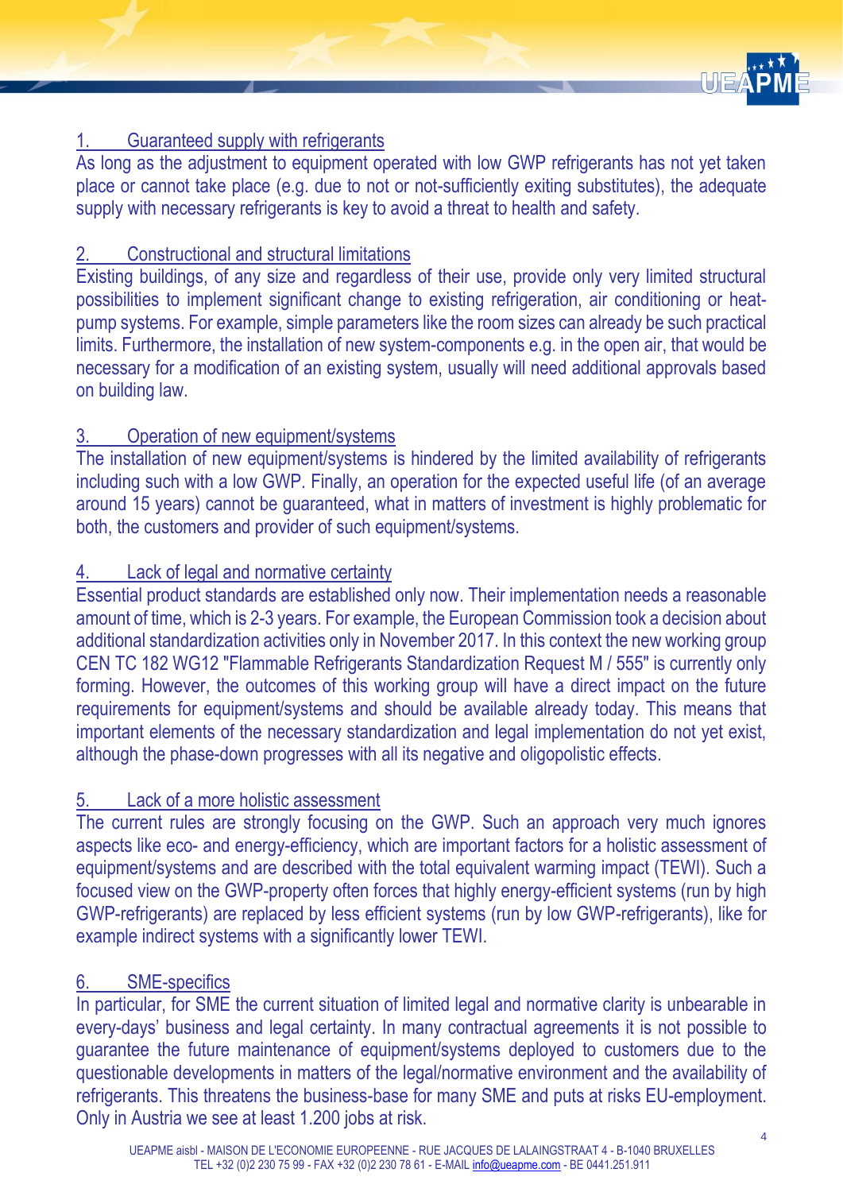1. Guaranteed supply with refrigerants

As long as the adjustment to equipment operated with low GWP refrigerants has not yet taken place or cannot take place (e.g. due to not or not-sufficiently exiting substitutes), the adequate supply with necessary refrigerants is key to avoid a threat to health and safety.

2. Constructional and structural limitations

Existing buildings, of any size and regardless of their use, provide only very limited structural possibilities to implement significant change to existing refrigeration, air conditioning or heat-pump systems. For example, simple parameters like the room sizes can already be such practical limits. Furthermore, the installation of new system-components e.g. in the open air, that would be necessary for a modification of an existing system, usually will need additional approvals based on building law.

3. Operation of new equipment/systems

The installation of new equipment/systems is hindered by the limited availability of refrigerants including such with a low GWP. Finally, an operation for the expected useful life (of an average around 15 years) cannot be guaranteed, what in matters of investment is highly problematic for both, the customers and provider of such equipment/systems.

4. Lack of legal and normative certainty

Essential product standards are established only now. Their implementation needs a reasonable amount of time, which is 2-3 years. For example, the European Commission took a decision about additional standardization activities only in November 2017. In this context the new working group CEN TC 182 WG12 "Flammable Refrigerants Standardization Request M / 555" is currently only forming. However, the outcomes of this working group will have a direct impact on the future requirements for equipment/systems and should be available already today. This means that important elements of the necessary standardization and legal implementation do not yet exist, although the phase-down progresses with all its negative and oligopolistic effects.

5. Lack of a more holistic assessment

The current rules are strongly focusing on the GWP. Such an approach very much ignores aspects like eco- and energy-efficiency, which are important factors for a holistic assessment of equipment/systems and are described with the total equivalent warming impact (TEWI). Such a focused view on the GWP-property often forces that highly energy-efficient systems (run by high GWP-refrigerants) are replaced by less efficient systems (run by low GWP-refrigerants), like for example indirect systems with a significantly lower TEWI.

6. SME-specifics

In particular, for SME the current situation of limited legal and normative clarity is unbearable in every-days' business and legal certainty. In many contractual agreements it is not possible to guarantee the future maintenance of equipment/systems deployed to customers due to the questionable developments in matters of the legal/normative environment and the availability of refrigerants. This threatens the business-base for many SME and puts at risks EU-employment. Only in Austria we see at least 1.200 jobs at risk.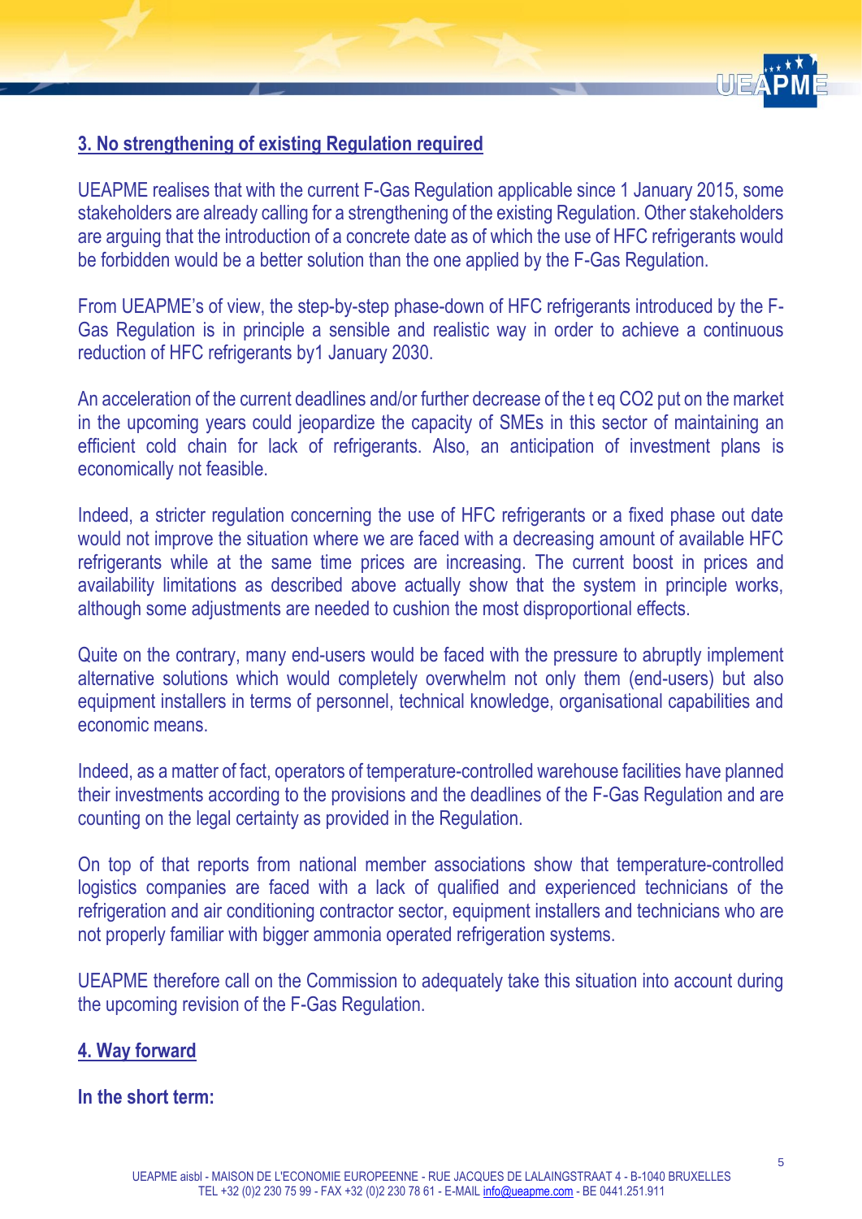## 3. No strengthening of existing Regulation required

UEAPME realises that with the current F-Gas Regulation applicable since 1 January 2015, some stakeholders are already calling for a strengthening of the existing Regulation. Other stakeholders are arguing that the introduction of a concrete date as of which the use of HFC refrigerants would be forbidden would be a better solution than the one applied by the F-Gas Regulation.

From UEAPME's of view, the step-by-step phase-down of HFC refrigerants introduced by the F-Gas Regulation is in principle a sensible and realistic way in order to achieve a continuous reduction of HFC refrigerants by1 January 2030.

An acceleration of the current deadlines and/or further decrease of the t eq CO2 put on the market in the upcoming years could jeopardize the capacity of SMEs in this sector of maintaining an efficient cold chain for lack of refrigerants. Also, an anticipation of investment plans is economically not feasible.

Indeed, a stricter regulation concerning the use of HFC refrigerants or a fixed phase out date would not improve the situation where we are faced with a decreasing amount of available HFC refrigerants while at the same time prices are increasing. The current boost in prices and availability limitations as described above actually show that the system in principle works, although some adjustments are needed to cushion the most disproportional effects.

Quite on the contrary, many end-users would be faced with the pressure to abruptly implement alternative solutions which would completely overwhelm not only them (end-users) but also equipment installers in terms of personnel, technical knowledge, organisational capabilities and economic means.

Indeed, as a matter of fact, operators of temperature-controlled warehouse facilities have planned their investments according to the provisions and the deadlines of the F-Gas Regulation and are counting on the legal certainty as provided in the Regulation.

On top of that reports from national member associations show that temperature-controlled logistics companies are faced with a lack of qualified and experienced technicians of the refrigeration and air conditioning contractor sector, equipment installers and technicians who are not properly familiar with bigger ammonia operated refrigeration systems.

UEAPME therefore call on the Commission to adequately take this situation into account during the upcoming revision of the F-Gas Regulation.

## 4. Way forward

**In the short term:**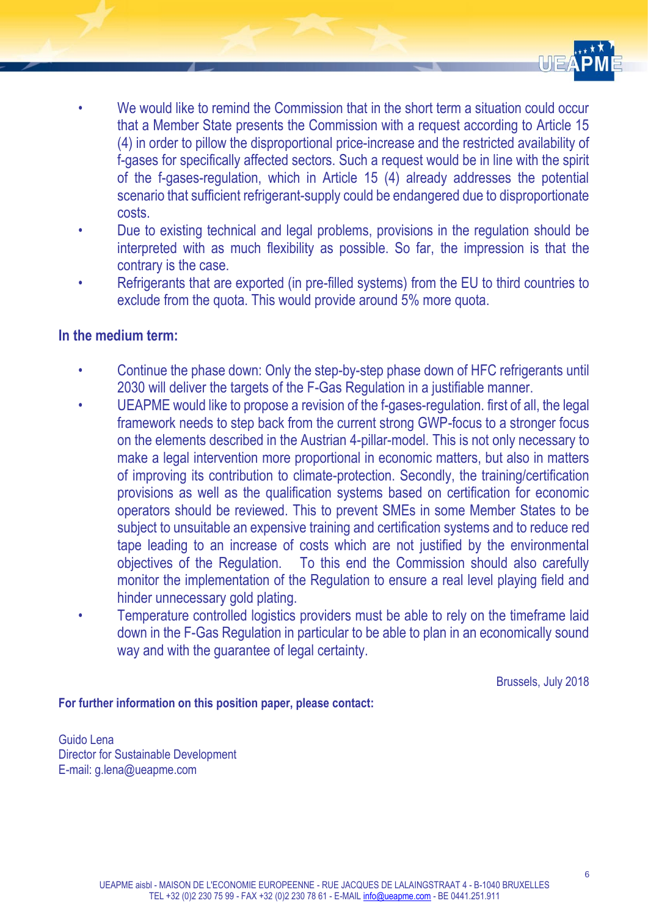- We would like to remind the Commission that in the short term a situation could occur that a Member State presents the Commission with a request according to Article 15 (4) in order to pillow the disproportional price-increase and the restricted availability of f-gases for specifically affected sectors. Such a request would be in line with the spirit of the f-gases-regulation, which in Article 15 (4) already addresses the potential scenario that sufficient refrigerant-supply could be endangered due to disproportionate costs.
- Due to existing technical and legal problems, provisions in the regulation should be interpreted with as much flexibility as possible. So far, the impression is that the contrary is the case.
- Refrigerants that are exported (in pre-filled systems) from the EU to third countries to exclude from the quota. This would provide around 5% more quota.

**In the medium term:**

- Continue the phase down: Only the step-by-step phase down of HFC refrigerants until 2030 will deliver the targets of the F-Gas Regulation in a justifiable manner.
- UEAPME would like to propose a revision of the f-gases-regulation. first of all, the legal framework needs to step back from the current strong GWP-focus to a stronger focus on the elements described in the Austrian 4-pillar-model. This is not only necessary to make a legal intervention more proportional in economic matters, but also in matters of improving its contribution to climate-protection. Secondly, the training/certification provisions as well as the qualification systems based on certification for economic operators should be reviewed. This to prevent SMEs in some Member States to be subject to unsuitable an expensive training and certification systems and to reduce red tape leading to an increase of costs which are not justified by the environmental objectives of the Regulation. To this end the Commission should also carefully monitor the implementation of the Regulation to ensure a real level playing field and hinder unnecessary gold plating.
- Temperature controlled logistics providers must be able to rely on the timeframe laid down in the F-Gas Regulation in particular to be able to plan in an economically sound way and with the guarantee of legal certainty.

Brussels, July 2018

**For further information on this position paper, please contact:**

Guido Lena
Director for Sustainable Development
E-mail: g.lena@ueapme.com

UEAPME aisbl - MAISON DE L'ECONOMIE EUROPEENNE - RUE JACQUES DE LALAINGSTRAAT 4 - B-1040 BRUXELLES
TEL +32 (0)2 230 75 99 - FAX +32 (0)2 230 78 61 - E-MAIL info@ueapme.com - BE 0441.251.911